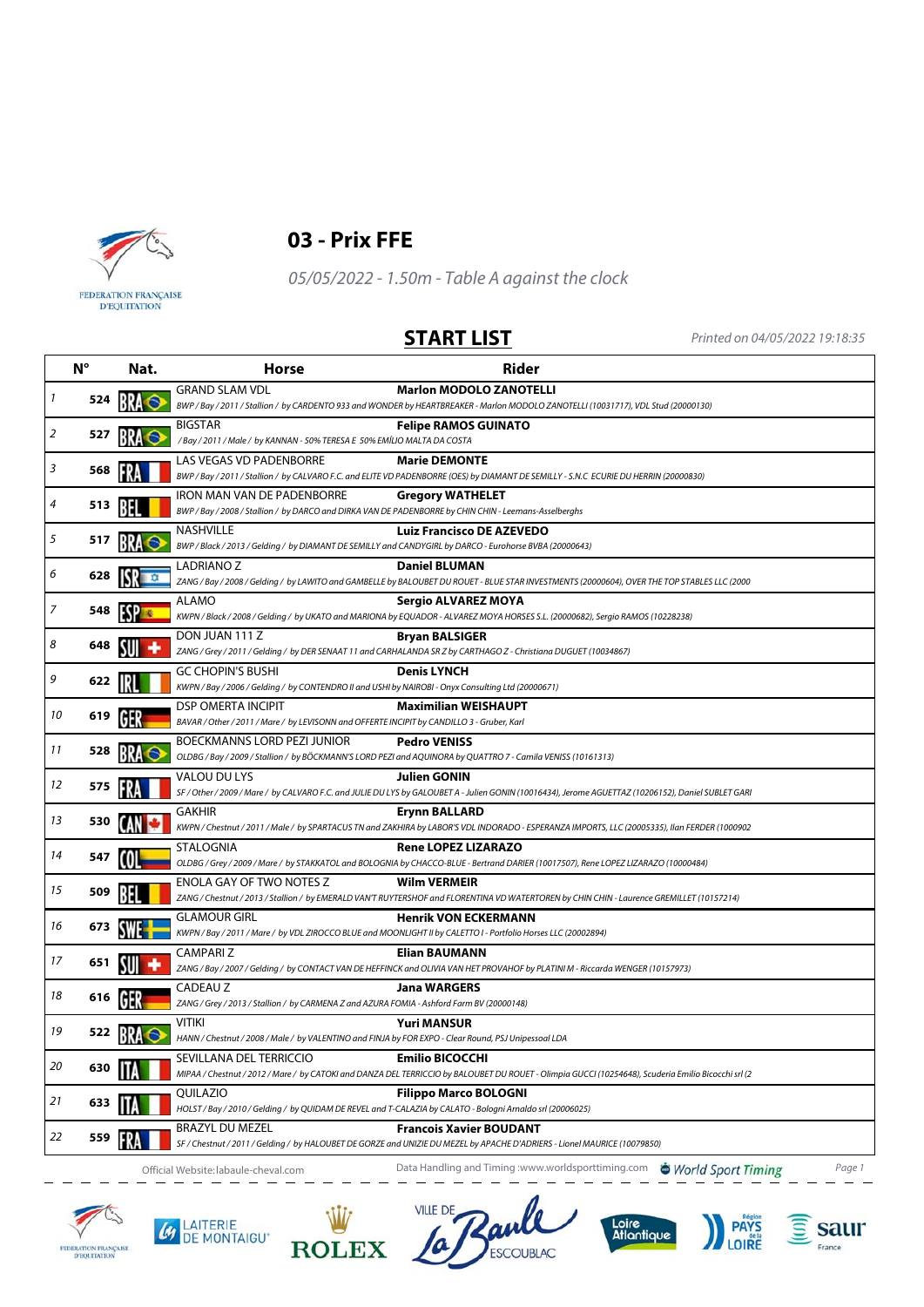FEDERATION FRANÇAISE D'EQUITATION

# 03 - Prix FFE

*05/05/2022 - 1.50m - Table A against the clock*

## START LIST

*Printed on 04/05/2022 19:18:35*

| | N° | Nat. | Horse | Rider |
|---|---|---|---|---|
| 1 | 524 | BRA | GRAND SLAM VDL<br>*BWP / Bay / 2011 / Stallion / by CARDENTO 933 and WONDER by HEARTBREAKER - Marlon MODOLO ZANOTELLI (10031717), VDL Stud (20000130)* | **Marlon MODOLO ZANOTELLI** |
| 2 | 527 | BRA | BIGSTAR<br>*/ Bay / 2011 / Male / by KANNAN - 50% TERESA E 50% EMÍLIO MALTA DA COSTA* | **Felipe RAMOS GUINATO** |
| 3 | 568 | FRA | LAS VEGAS VD PADENBORRE<br>*BWP / Bay / 2011 / Stallion / by CALVARO F.C. and ELITE VD PADENBORRE (OES) by DIAMANT DE SEMILLY - S.N.C ECURIE DU HERRIN (20000830)* | **Marie DEMONTE** |
| 4 | 513 | BEL | IRON MAN VAN DE PADENBORRE<br>*BWP / Bay / 2008 / Stallion / by DARCO and DIRKA VAN DE PADENBORRE by CHIN CHIN - Leemans-Asselberghs* | **Gregory WATHELET** |
| 5 | 517 | BRA | NASHVILLE<br>*BWP / Black / 2013 / Gelding / by DIAMANT DE SEMILLY and CANDYGIRL by DARCO - Eurohorse BVBA (20000643)* | **Luiz Francisco DE AZEVEDO** |
| 6 | 628 | ISR | LADRIANO Z<br>*ZANG / Bay / 2008 / Gelding / by LAWITO and GAMBELLE by BALOUBET DU ROUET - BLUE STAR INVESTMENTS (20000604), OVER THE TOP STABLES LLC (2000* | **Daniel BLUMAN** |
| 7 | 548 | ESP | ALAMO<br>*KWPN / Black / 2008 / Gelding / by UKATO and MARIONA by EQUADOR - ALVAREZ MOYA HORSES S.L. (20000682), Sergio RAMOS (10228238)* | **Sergio ALVAREZ MOYA** |
| 8 | 648 | SUI | DON JUAN 111 Z<br>*ZANG / Grey / 2011 / Gelding / by DER SENAAT 11 and CARHALANDA SR Z by CARTHAGO Z - Christiana DUGUET (10034867)* | **Bryan BALSIGER** |
| 9 | 622 | IRL | GC CHOPIN'S BUSHI<br>*KWPN / Bay / 2006 / Gelding / by CONTENDRO II and USHI by NAIROBI - Onyx Consulting Ltd (20000671)* | **Denis LYNCH** |
| 10 | 619 | GER | DSP OMERTA INCIPIT<br>*BAVAR / Other / 2011 / Mare / by LEVISONN and OFFERTE INCIPIT by CANDILLO 3 - Gruber, Karl* | **Maximilian WEISHAUPT** |
| 11 | 528 | BRA | BOECKMANNS LORD PEZI JUNIOR<br>*OLDBG / Bay / 2009 / Stallion / by BÖCKMANN'S LORD PEZI and AQUINORA by QUATTRO 7 - Camila VENISS (10161313)* | **Pedro VENISS** |
| 12 | 575 | FRA | VALOU DU LYS<br>*SF / Other / 2009 / Mare / by CALVARO F.C. and JULIE DU LYS by GALOUBET A - Julien GONIN (10016434), Jerome AGUETTAZ (10206152), Daniel SUBLET GARI* | **Julien GONIN** |
| 13 | 530 | CAN | GAKHIR<br>*KWPN / Chestnut / 2011 / Male / by SPARTACUS TN and ZAKHIRA by LABOR'S VDL INDORADO - ESPERANZA IMPORTS, LLC (20005335), Ilan FERDER (1000902* | **Erynn BALLARD** |
| 14 | 547 | COL | STALOGNIA<br>*OLDBG / Grey / 2009 / Mare / by STAKKATOL and BOLOGNIA by CHACCO-BLUE - Bertrand DARIER (10017507), Rene LOPEZ LIZARAZO (10000484)* | **Rene LOPEZ LIZARAZO** |
| 15 | 509 | BEL | ENOLA GAY OF TWO NOTES Z<br>*ZANG / Chestnut / 2013 / Stallion / by EMERALD VAN'T RUYTERSHOF and FLORENTINA VD WATERTOREN by CHIN CHIN - Laurence GREMILLET (10157214)* | **Wilm VERMEIR** |
| 16 | 673 | SWE | GLAMOUR GIRL<br>*KWPN / Bay / 2011 / Mare / by VDL ZIROCCO BLUE and MOONLIGHT II by CALETTO I - Portfolio Horses LLC (20002894)* | **Henrik VON ECKERMANN** |
| 17 | 651 | SUI | CAMPARI Z<br>*ZANG / Bay / 2007 / Gelding / by CONTACT VAN DE HEFFINCK and OLIVIA VAN HET PROVAHOF by PLATINI M - Riccarda WENGER (10157973)* | **Elian BAUMANN** |
| 18 | 616 | GER | CADEAU Z<br>*ZANG / Grey / 2013 / Stallion / by CARMENA Z and AZURA FOMIA - Ashford Farm BV (20000148)* | **Jana WARGERS** |
| 19 | 522 | BRA | VITIKI<br>*HANN / Chestnut / 2008 / Male / by VALENTINO and FINJA by FOR EXPO - Clear Round, PSJ Unipessoal LDA* | **Yuri MANSUR** |
| 20 | 630 | ITA | SEVILLANA DEL TERRICCIO<br>*MIPAA / Chestnut / 2012 / Mare / by CATOKI and DANZA DEL TERRICCIO by BALOUBET DU ROUET - Olimpia GUCCI (10254648), Scuderia Emilio Bicocchi srl (2* | **Emilio BICOCCHI** |
| 21 | 633 | ITA | QUILAZIO<br>*HOLST / Bay / 2010 / Gelding / by QUIDAM DE REVEL and T-CALAZIA by CALATO - Bologni Arnaldo srl (20006025)* | **Filippo Marco BOLOGNI** |
| 22 | 559 | FRA | BRAZYL DU MEZEL<br>*SF / Chestnut / 2011 / Gelding / by HALOUBET DE GORZE and UNIZIE DU MEZEL by APACHE D'ADRIERS - Lionel MAURICE (10079850)* | **Francois Xavier BOUDANT** |

Official Website:labaule-cheval.com

Data Handling and Timing :www.worldsporttiming.com World Sport Timing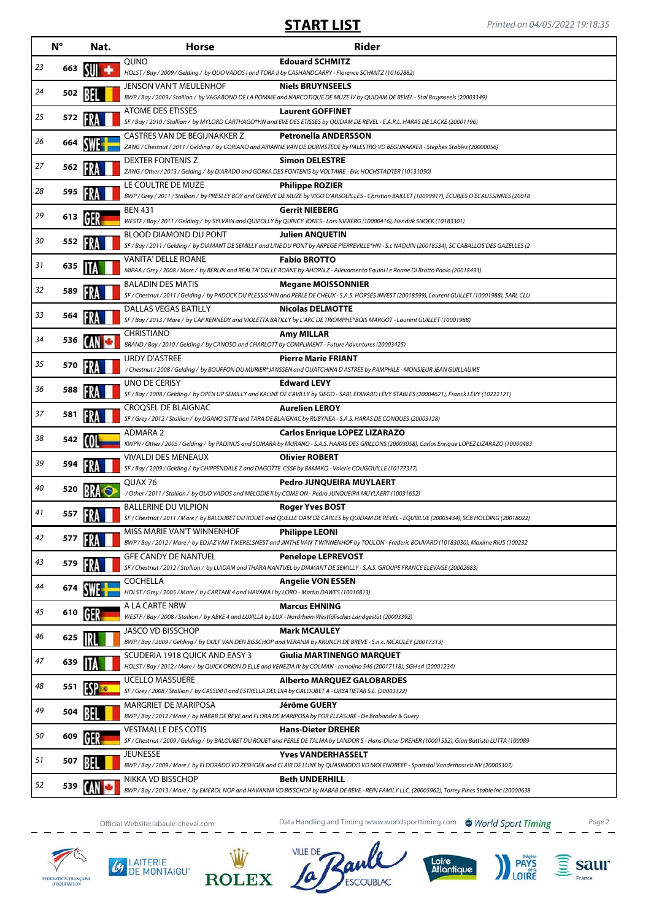# START LIST

Printed on 04/05/2022 19:18:35

| | N° | Nat. | Horse | Rider |
|---|---|---|---|---|
| 23 | 663 | SUI | QUNO<br>*HOLST / Bay / 2009 / Gelding / by QUO VADOS I and TORA II by CASHANDCARRY - Florence SCHMITZ (10162882)* | **Edouard SCHMITZ** |
| 24 | 502 | BEL | JENSON VAN'T MEULENHOF<br>*BWP / Bay / 2009 / Stallion / by VAGABOND DE LA POMME and NARCOTIQUE DE MUZE IV by QUIDAM DE REVEL - Stal Bruynseels (20003349)* | **Niels BRUYNSEELS** |
| 25 | 572 | FRA | ATOME DES ETISSES<br>*SF / Bay / 2010 / Stallion / by MYLORD CARTHAGO\*HN and EVE DES ETISSES by QUIDAM DE REVEL - E.A.R.L. HARAS DE LACKE (20001196)* | **Laurent GOFFINET** |
| 26 | 664 | SWE | CASTRES VAN DE BEGIJNAKKER Z<br>*ZANG / Chestnut / 2011 / Gelding / by CORIANO and ARIANNE VAN DE DURMSTEDE by PALESTRO VD BEGIJNAKKER - Stephex Stables (20000056)* | **Petronella ANDERSSON** |
| 27 | 562 | FRA | DEXTER FONTENIS Z<br>*ZANG / Other / 2013 / Gelding / by DIARADO and GORKA DES FONTENIS by VOLTAIRE - Eric HOCHSTADTER (10131050)* | **Simon DELESTRE** |
| 28 | 595 | FRA | LE COULTRE DE MUZE<br>*BWP / Grey / 2011 / Stallion / by PRESLEY BOY and GENEVE DE MUZE by VIGO D'ARSOUILLES - Christian BAILLET (10099917), ECURIES D'ECAUSSINNES (20018* | **Philippe ROZIER** |
| 29 | 613 | GER | BEN 431<br>*WESTF / Bay / 2011 / Gelding / by SYLVAIN and QUIPOLLY by QUINCY JONES - Lars NIEBERG (10000416), Hendrik SNOEK (10183301)* | **Gerrit NIEBERG** |
| 30 | 552 | FRA | BLOOD DIAMOND DU PONT<br>*SF / Bay / 2011 / Gelding / by DIAMANT DE SEMILLY and LINE DU PONT by ARPEGE PIERREVILLE\*HN - S.c NAQUIN (20018534), SC CABALLOS DES GAZELLES (2* | **Julien ANQUETIN** |
| 31 | 635 | ITA | VANITA' DELLE ROANE<br>*MIPAA / Grey / 2008 / Mare / by BERLIN and REALTA' DELLE ROANE by AHORN Z - Allevamento Equini Le Roane Di Brotto Paolo (20018493)* | **Fabio BROTTO** |
| 32 | 589 | FRA | BALADIN DES MATIS<br>*SF / Chestnut / 2011 / Gelding / by PADOCK DU PLESSIS\*HN and PERLE DE CHEUX - S.A.S. HORSES INVEST (20018599), Laurent GUILLET (10001988), SARL CLU* | **Megane MOISSONNIER** |
| 33 | 564 | FRA | DALLAS VEGAS BATILLY<br>*SF / Bay / 2013 / Mare / by CAP KENNEDY and VIOLETTA BATILLY by L'ARC DE TRIOMPHE\*BOIS MARGOT - Laurent GUILLET (10001988)* | **Nicolas DELMOTTE** |
| 34 | 536 | CAN | CHRISTIANO<br>*BRAND / Bay / 2010 / Gelding / by CANOSO and CHARLOTT by COMPLIMENT - Future Adventures (20003425)* | **Amy MILLAR** |
| 35 | 570 | FRA | URDY D'ASTREE<br>*/ Chestnut / 2008 / Gelding / by BOUFFON DU MURIER\*JANSSEN and QUATCHINA D'ASTREE by PAMPHILE - MONSIEUR JEAN GUILLAUME* | **Pierre Marie FRIANT** |
| 36 | 588 | FRA | UNO DE CERISY<br>*SF / Bay / 2008 / Gelding / by OPEN UP SEMILLY and KALINE DE CAVILLY by SIEGO - SARL EDWARD LEVY STABLES (20004621), Franck LEVY (10222121)* | **Edward LEVY** |
| 37 | 581 | FRA | CROQSEL DE BLAIGNAC<br>*SF / Grey / 2012 / Stallion / by UGANO SITTE and TARA DE BLAIGNAC by RUBYNEA - S.A.S. HARAS DE CONQUES (20003128)* | **Aurelien LEROY** |
| 38 | 542 | COL | ADMARA 2<br>*KWPN / Other / 2005 / Gelding / by PADINUS and SOMARA by MURANO - S.A.S. HARAS DES GRILLONS (20003058), Carlos Enrique LOPEZ LIZARAZO (10000483* | **Carlos Enrique LOPEZ LIZARAZO** |
| 39 | 594 | FRA | VIVALDI DES MENEAUX<br>*SF / Bay / 2009 / Gelding / by CHIPPENDALE Z and DAGOTTE CSSF by BAMAKO - Valerie COUGOUILLE (10177317)* | **Olivier ROBERT** |
| 40 | 520 | BRA | QUAX 76<br>*/ Other / 2011 / Stallion / by QUO VADOS and MELODIE II by COME ON - Pedro JUNQUEIRA MUYLAERT (10031652)* | **Pedro JUNQUEIRA MUYLAERT** |
| 41 | 557 | FRA | BALLERINE DU VILPION<br>*SF / Chestnut / 2011 / Mare / by BALOUBET DU ROUET and QUELLE DAM DE CARLES by QUIDAM DE REVEL - EQUIBLUE (20005434), SCB HOLDING (20018022)* | **Roger Yves BOST** |
| 42 | 577 | FRA | MISS MARIE VAN'T WINNENHOF<br>*BWP / Bay / 2012 / Mare / by EDJAZ VAN T MERELSNEST and JINTHE VAN' T WINNENHOF by TOULON - Frederic BOUVARD (10183030), Maxime RIUS (100232* | **Philippe LEONI** |
| 43 | 579 | FRA | GFE CANDY DE NANTUEL<br>*SF / Chestnut / 2012 / Stallion / by LUIDAM and THARA NANTUEL by DIAMANT DE SEMILLY - S.A.S. GROUPE FRANCE ELEVAGE (20002683)* | **Penelope LEPREVOST** |
| 44 | 674 | SWE | COCHELLA<br>*HOLST / Grey / 2005 / Mare / by CARTANI 4 and HAVANA I by LORD - Martin DAWES (10016813)* | **Angelie VON ESSEN** |
| 45 | 610 | GER | A LA CARTE NRW<br>*WESTF / Bay / 2008 / Stallion / by ABKE 4 and LUXILLA by LUX - Nordrhein-Westfälisches Landgestüt (20003392)* | **Marcus EHNING** |
| 46 | 625 | IRL | JASCO VD BISSCHOP<br>*BWP / Bay / 2009 / Gelding / by DULF VAN DEN BISSCHOP and VERANIA by KRUNCH DE BREVE - S.n.c. MCAULEY (20017313)* | **Mark MCAULEY** |
| 47 | 639 | ITA | SCUDERIA 1918 QUICK AND EASY 3<br>*HOLST / Bay / 2012 / Mare / by QUICK ORION D ELLE and VENEZIA IV by COLMAN - remolino 546 (20017118), SGH srl (20001234)* | **Giulia MARTINENGO MARQUET** |
| 48 | 551 | ESP | UCELLO MASSUERE<br>*SF / Grey / 2008 / Stallion / by CASSINI II and ESTRELLA DEL DIA by GALOUBET A - URBATIETAR S.L. (20003322)* | **Alberto MARQUEZ GALOBARDES** |
| 49 | 504 | BEL | MARGRIET DE MARIPOSA<br>*BWP / Bay / 2012 / Mare / by NABAB DE REVE and FLORA DE MARIPOSA by FOR PLEASURE - De Brabander & Guery* | **Jérôme GUERY** |
| 50 | 609 | GER | VESTMALLE DES COTIS<br>*SF / Chestnut / 2009 / Gelding / by BALOUBET DU ROUET and PERLE DE TALMA by LANDOR S - Hans-Dieter DREHER (10001552), Gian Battista LUTTA (100089* | **Hans-Dieter DREHER** |
| 51 | 507 | BEL | JEUNESSE<br>*BWP / Bay / 2009 / Mare / by ELDORADO VD ZESHOEK and CLAIR DE LUNE by QUASIMODO VD MOLENDREEF - Sportstal Vanderhasselt NV (20005307)* | **Yves VANDERHASSELT** |
| 52 | 539 | CAN | NIKKA VD BISSCHOP<br>*BWP / Bay / 2013 / Mare / by EMEROL NOP and HAVANNA VD BISSCHOP by NABAB DE REVE - REIN FAMILY LLC. (20005962), Torrey Pines Stable Inc (20000638* | **Beth UNDERHILL** |

Official Website: labaule-cheval.com | Data Handling and Timing: www.worldsporttiming.com | World Sport Timing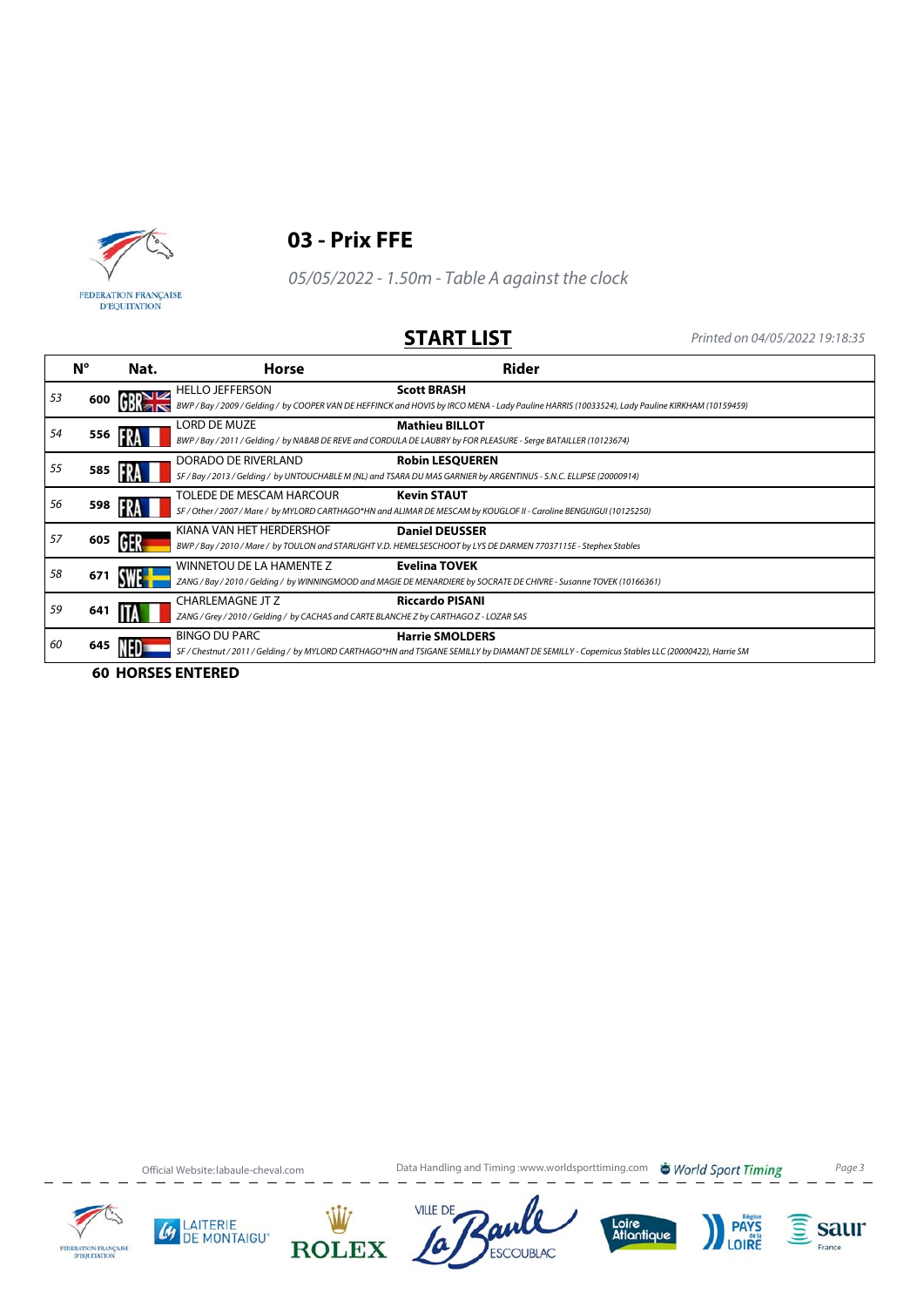FEDERATION FRANÇAISE D'EQUITATION

# 03 - Prix FFE

*05/05/2022 - 1.50m - Table A against the clock*

## START LIST

*Printed on 04/05/2022 19:18:35*

| | N° | Nat. | Horse | Rider |
|---|---|---|---|---|
| 53 | 600 | GBR | HELLO JEFFERSON<br>*BWP / Bay / 2009 / Gelding / by COOPER VAN DE HEFFINCK and HOVIS by IRCO MENA - Lady Pauline HARRIS (10033524), Lady Pauline KIRKHAM (10159459)* | **Scott BRASH** |
| 54 | 556 | FRA | LORD DE MUZE<br>*BWP / Bay / 2011 / Gelding / by NABAB DE REVE and CORDULA DE LAUBRY by FOR PLEASURE - Serge BATAILLER (10123674)* | **Mathieu BILLOT** |
| 55 | 585 | FRA | DORADO DE RIVERLAND<br>*SF / Bay / 2013 / Gelding / by UNTOUCHABLE M (NL) and TSARA DU MAS GARNIER by ARGENTINUS - S.N.C. ELLIPSE (20000914)* | **Robin LESQUEREN** |
| 56 | 598 | FRA | TOLEDE DE MESCAM HARCOUR<br>*SF / Other / 2007 / Mare / by MYLORD CARTHAGO*HN and ALIMAR DE MESCAM by KOUGLOF II - Caroline BENGUIGUI (10125250)* | **Kevin STAUT** |
| 57 | 605 | GER | KIANA VAN HET HERDERSHOF<br>*BWP / Bay / 2010 / Mare / by TOULON and STARLIGHT V.D. HEMELSESCHOOT by LYS DE DARMEN 77037115E - Stephex Stables* | **Daniel DEUSSER** |
| 58 | 671 | SWE | WINNETOU DE LA HAMENTE Z<br>*ZANG / Bay / 2010 / Gelding / by WINNINGMOOD and MAGIE DE MENARDIERE by SOCRATE DE CHIVRE - Susanne TOVEK (10166361)* | **Evelina TOVEK** |
| 59 | 641 | ITA | CHARLEMAGNE JT Z<br>*ZANG / Grey / 2010 / Gelding / by CACHAS and CARTE BLANCHE Z by CARTHAGO Z - LOZAR SAS* | **Riccardo PISANI** |
| 60 | 645 | NED | BINGO DU PARC<br>*SF / Chestnut / 2011 / Gelding / by MYLORD CARTHAGO*HN and TSIGANE SEMILLY by DIAMANT DE SEMILLY - Copernicus Stables LLC (20000422), Harrie SM* | **Harrie SMOLDERS** |

**60 HORSES ENTERED**

Official Website:labaule-cheval.com    Data Handling and Timing :www.worldsporttiming.com    World Sport Timing